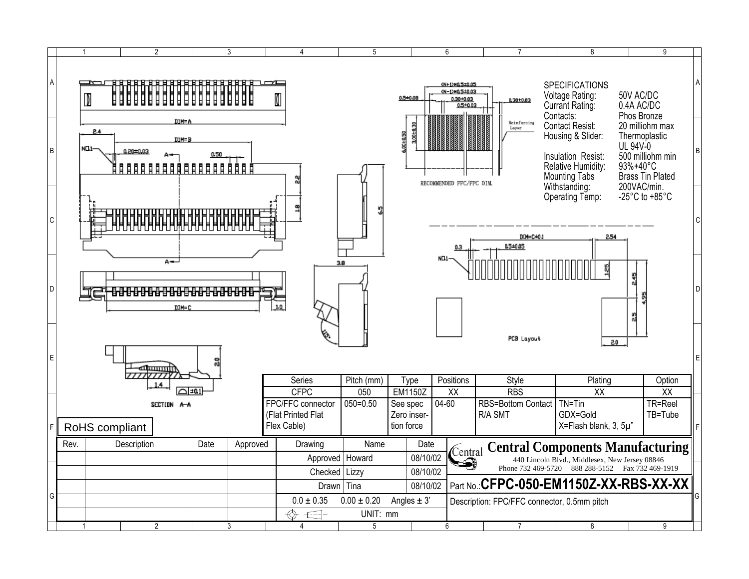## SPECIFICATIONS

| | |
|---|---|
| Voltage Rating: | 50V AC/DC |
| Currant Rating: | 0.4A AC/DC |
| Contacts: | Phos Bronze |
| Contact Resist: | 20 milliohm max |
| Housing & Slider: | Thermoplastic UL 94V-0 |
| Insulation Resist: | 500 milliohm min |
| Relative Humidity: | 93%+40°C |
| Mounting Tabs | Brass Tin Plated |
| Withstanding: | 200VAC/min. |
| Operating Temp: | -25°C to +85°C |

RECOMMENDED FFC/FPC DIM.

PCB Layout

SECTION A–A

| Series | Pitch (mm) | Type | Positions | Style | Plating | Option |
|---|---|---|---|---|---|---|
| CFPC | 050 | EM1150Z | XX | RBS | XX | XX |
| FPC/FFC connector (Flat Printed Flat Flex Cable) | 050=0.50 | See spec Zero insertion force | 04-60 | RBS=Bottom Contact R/A SMT | TN=Tin GDX=Gold X=Flash blank, 3, 5μ" | TR=Reel TB=Tube |

RoHS compliant

| Rev. | Description | Date | Approved |
|---|---|---|---|
| | | | |

| Drawing | Name | Date |
|---|---|---|
| Approved | Howard | 08/10/02 |
| Checked | Lizzy | 08/10/02 |
| Drawn | Tina | 08/10/02 |
| 0.0 ± 0.35 | 0.00 ± 0.20 | Angles ± 3' |
| | UNIT: mm | |

**Central Components Manufacturing**

440 Lincoln Blvd., Middlesex, New Jersey 08846

Phone 732 469-5720 888 288-5152 Fax 732 469-1919

Part No.: **CFPC-050-EM1150Z-XX-RBS-XX-XX**

Description: FPC/FFC connector, 0.5mm pitch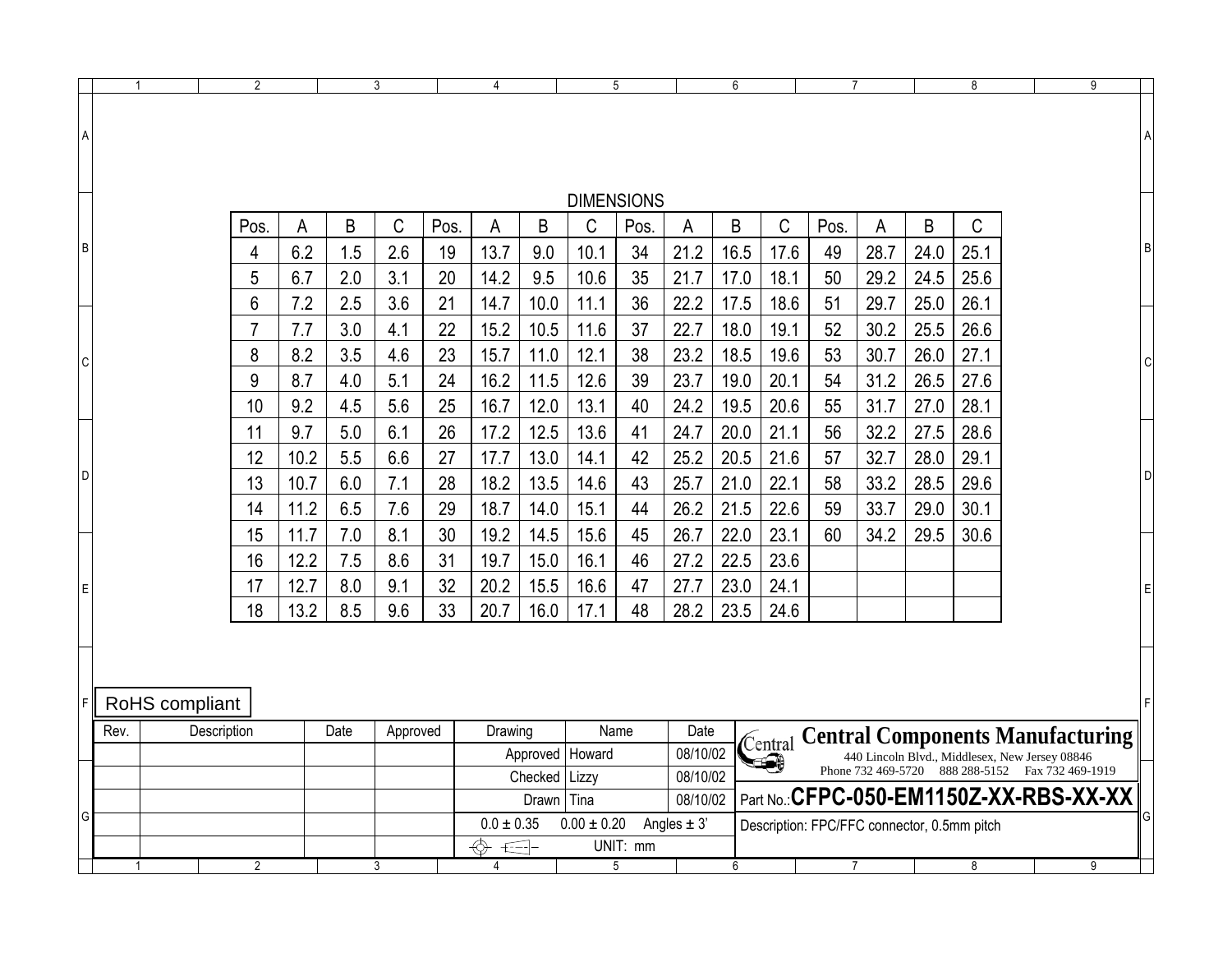DIMENSIONS

| Pos. | A | B | C | Pos. | A | B | C | Pos. | A | B | C | Pos. | A | B | C |
|---|---|---|---|---|---|---|---|---|---|---|---|---|---|---|---|
| 4 | 6.2 | 1.5 | 2.6 | 19 | 13.7 | 9.0 | 10.1 | 34 | 21.2 | 16.5 | 17.6 | 49 | 28.7 | 24.0 | 25.1 |
| 5 | 6.7 | 2.0 | 3.1 | 20 | 14.2 | 9.5 | 10.6 | 35 | 21.7 | 17.0 | 18.1 | 50 | 29.2 | 24.5 | 25.6 |
| 6 | 7.2 | 2.5 | 3.6 | 21 | 14.7 | 10.0 | 11.1 | 36 | 22.2 | 17.5 | 18.6 | 51 | 29.7 | 25.0 | 26.1 |
| 7 | 7.7 | 3.0 | 4.1 | 22 | 15.2 | 10.5 | 11.6 | 37 | 22.7 | 18.0 | 19.1 | 52 | 30.2 | 25.5 | 26.6 |
| 8 | 8.2 | 3.5 | 4.6 | 23 | 15.7 | 11.0 | 12.1 | 38 | 23.2 | 18.5 | 19.6 | 53 | 30.7 | 26.0 | 27.1 |
| 9 | 8.7 | 4.0 | 5.1 | 24 | 16.2 | 11.5 | 12.6 | 39 | 23.7 | 19.0 | 20.1 | 54 | 31.2 | 26.5 | 27.6 |
| 10 | 9.2 | 4.5 | 5.6 | 25 | 16.7 | 12.0 | 13.1 | 40 | 24.2 | 19.5 | 20.6 | 55 | 31.7 | 27.0 | 28.1 |
| 11 | 9.7 | 5.0 | 6.1 | 26 | 17.2 | 12.5 | 13.6 | 41 | 24.7 | 20.0 | 21.1 | 56 | 32.2 | 27.5 | 28.6 |
| 12 | 10.2 | 5.5 | 6.6 | 27 | 17.7 | 13.0 | 14.1 | 42 | 25.2 | 20.5 | 21.6 | 57 | 32.7 | 28.0 | 29.1 |
| 13 | 10.7 | 6.0 | 7.1 | 28 | 18.2 | 13.5 | 14.6 | 43 | 25.7 | 21.0 | 22.1 | 58 | 33.2 | 28.5 | 29.6 |
| 14 | 11.2 | 6.5 | 7.6 | 29 | 18.7 | 14.0 | 15.1 | 44 | 26.2 | 21.5 | 22.6 | 59 | 33.7 | 29.0 | 30.1 |
| 15 | 11.7 | 7.0 | 8.1 | 30 | 19.2 | 14.5 | 15.6 | 45 | 26.7 | 22.0 | 23.1 | 60 | 34.2 | 29.5 | 30.6 |
| 16 | 12.2 | 7.5 | 8.6 | 31 | 19.7 | 15.0 | 16.1 | 46 | 27.2 | 22.5 | 23.6 | | | | |
| 17 | 12.7 | 8.0 | 9.1 | 32 | 20.2 | 15.5 | 16.6 | 47 | 27.7 | 23.0 | 24.1 | | | | |
| 18 | 13.2 | 8.5 | 9.6 | 33 | 20.7 | 16.0 | 17.1 | 48 | 28.2 | 23.5 | 24.6 | | | | |

RoHS compliant

| Rev. | Description | Date | Approved |
|---|---|---|---|
| | | | |
| | | | |
| | | | |
| | | | |
| | | | |

| Drawing | Name | Date |
|---|---|---|
| Approved | Howard | 08/10/02 |
| Checked | Lizzy | 08/10/02 |
| Drawn | Tina | 08/10/02 |
| 0.0 ± 0.35 | 0.00 ± 0.20 | Angles ± 3' |
| | UNIT: mm | |

**Central Components Manufacturing**

440 Lincoln Blvd., Middlesex, New Jersey 08846

Phone 732 469-5720 888 288-5152 Fax 732 469-1919

Part No.: **CFPC-050-EM1150Z-XX-RBS-XX-XX**

Description: FPC/FFC connector, 0.5mm pitch